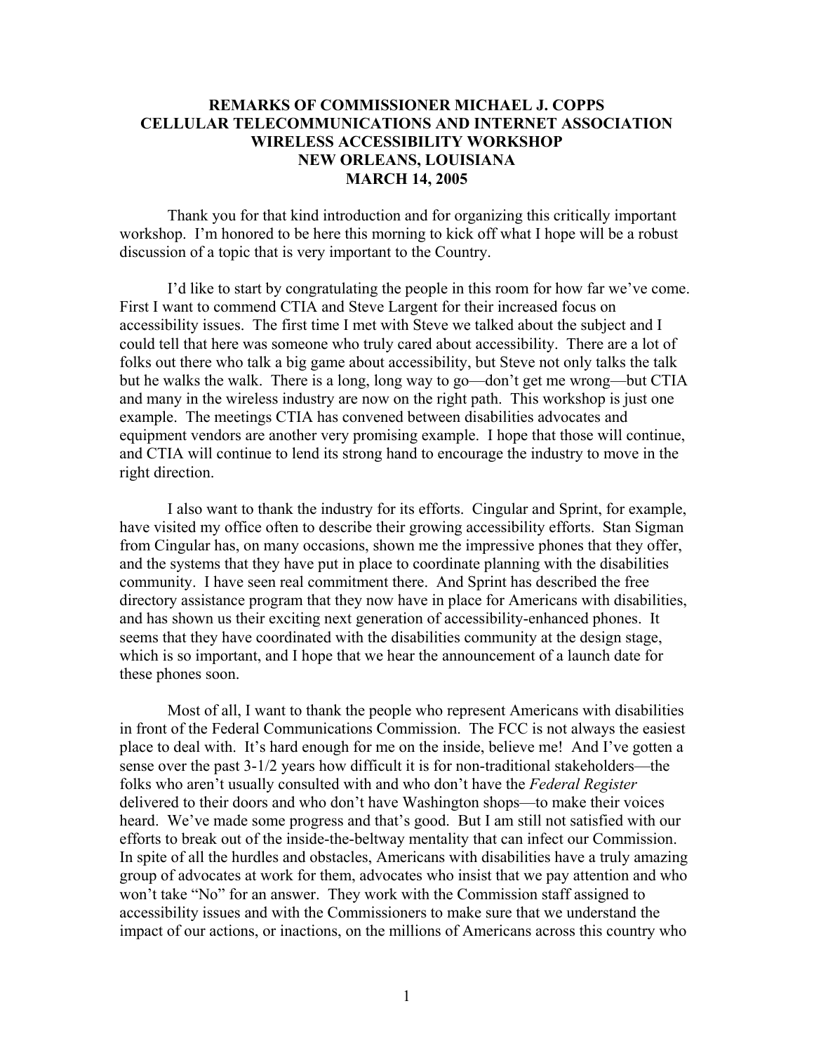# REMARKS OF COMMISSIONER MICHAEL J. COPPS
# CELLULAR TELECOMMUNICATIONS AND INTERNET ASSOCIATION
# WIRELESS ACCESSIBILITY WORKSHOP
# NEW ORLEANS, LOUISIANA
# MARCH 14, 2005

Thank you for that kind introduction and for organizing this critically important workshop. I'm honored to be here this morning to kick off what I hope will be a robust discussion of a topic that is very important to the Country.

I'd like to start by congratulating the people in this room for how far we've come. First I want to commend CTIA and Steve Largent for their increased focus on accessibility issues. The first time I met with Steve we talked about the subject and I could tell that here was someone who truly cared about accessibility. There are a lot of folks out there who talk a big game about accessibility, but Steve not only talks the talk but he walks the walk. There is a long, long way to go—don't get me wrong—but CTIA and many in the wireless industry are now on the right path. This workshop is just one example. The meetings CTIA has convened between disabilities advocates and equipment vendors are another very promising example. I hope that those will continue, and CTIA will continue to lend its strong hand to encourage the industry to move in the right direction.

I also want to thank the industry for its efforts. Cingular and Sprint, for example, have visited my office often to describe their growing accessibility efforts. Stan Sigman from Cingular has, on many occasions, shown me the impressive phones that they offer, and the systems that they have put in place to coordinate planning with the disabilities community. I have seen real commitment there. And Sprint has described the free directory assistance program that they now have in place for Americans with disabilities, and has shown us their exciting next generation of accessibility-enhanced phones. It seems that they have coordinated with the disabilities community at the design stage, which is so important, and I hope that we hear the announcement of a launch date for these phones soon.

Most of all, I want to thank the people who represent Americans with disabilities in front of the Federal Communications Commission. The FCC is not always the easiest place to deal with. It's hard enough for me on the inside, believe me! And I've gotten a sense over the past 3-1/2 years how difficult it is for non-traditional stakeholders—the folks who aren't usually consulted with and who don't have the *Federal Register* delivered to their doors and who don't have Washington shops—to make their voices heard. We've made some progress and that's good. But I am still not satisfied with our efforts to break out of the inside-the-beltway mentality that can infect our Commission. In spite of all the hurdles and obstacles, Americans with disabilities have a truly amazing group of advocates at work for them, advocates who insist that we pay attention and who won't take "No" for an answer. They work with the Commission staff assigned to accessibility issues and with the Commissioners to make sure that we understand the impact of our actions, or inactions, on the millions of Americans across this country who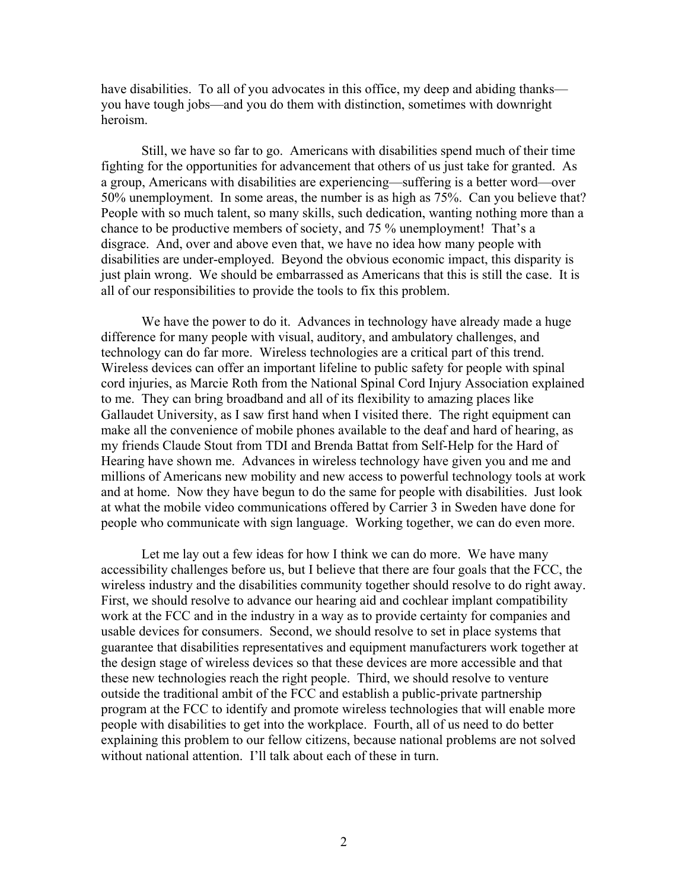have disabilities. To all of you advocates in this office, my deep and abiding thanks—you have tough jobs—and you do them with distinction, sometimes with downright heroism.

Still, we have so far to go. Americans with disabilities spend much of their time fighting for the opportunities for advancement that others of us just take for granted. As a group, Americans with disabilities are experiencing—suffering is a better word—over 50% unemployment. In some areas, the number is as high as 75%. Can you believe that? People with so much talent, so many skills, such dedication, wanting nothing more than a chance to be productive members of society, and 75 % unemployment! That's a disgrace. And, over and above even that, we have no idea how many people with disabilities are under-employed. Beyond the obvious economic impact, this disparity is just plain wrong. We should be embarrassed as Americans that this is still the case. It is all of our responsibilities to provide the tools to fix this problem.

We have the power to do it. Advances in technology have already made a huge difference for many people with visual, auditory, and ambulatory challenges, and technology can do far more. Wireless technologies are a critical part of this trend. Wireless devices can offer an important lifeline to public safety for people with spinal cord injuries, as Marcie Roth from the National Spinal Cord Injury Association explained to me. They can bring broadband and all of its flexibility to amazing places like Gallaudet University, as I saw first hand when I visited there. The right equipment can make all the convenience of mobile phones available to the deaf and hard of hearing, as my friends Claude Stout from TDI and Brenda Battat from Self-Help for the Hard of Hearing have shown me. Advances in wireless technology have given you and me and millions of Americans new mobility and new access to powerful technology tools at work and at home. Now they have begun to do the same for people with disabilities. Just look at what the mobile video communications offered by Carrier 3 in Sweden have done for people who communicate with sign language. Working together, we can do even more.

Let me lay out a few ideas for how I think we can do more. We have many accessibility challenges before us, but I believe that there are four goals that the FCC, the wireless industry and the disabilities community together should resolve to do right away. First, we should resolve to advance our hearing aid and cochlear implant compatibility work at the FCC and in the industry in a way as to provide certainty for companies and usable devices for consumers. Second, we should resolve to set in place systems that guarantee that disabilities representatives and equipment manufacturers work together at the design stage of wireless devices so that these devices are more accessible and that these new technologies reach the right people. Third, we should resolve to venture outside the traditional ambit of the FCC and establish a public-private partnership program at the FCC to identify and promote wireless technologies that will enable more people with disabilities to get into the workplace. Fourth, all of us need to do better explaining this problem to our fellow citizens, because national problems are not solved without national attention. I'll talk about each of these in turn.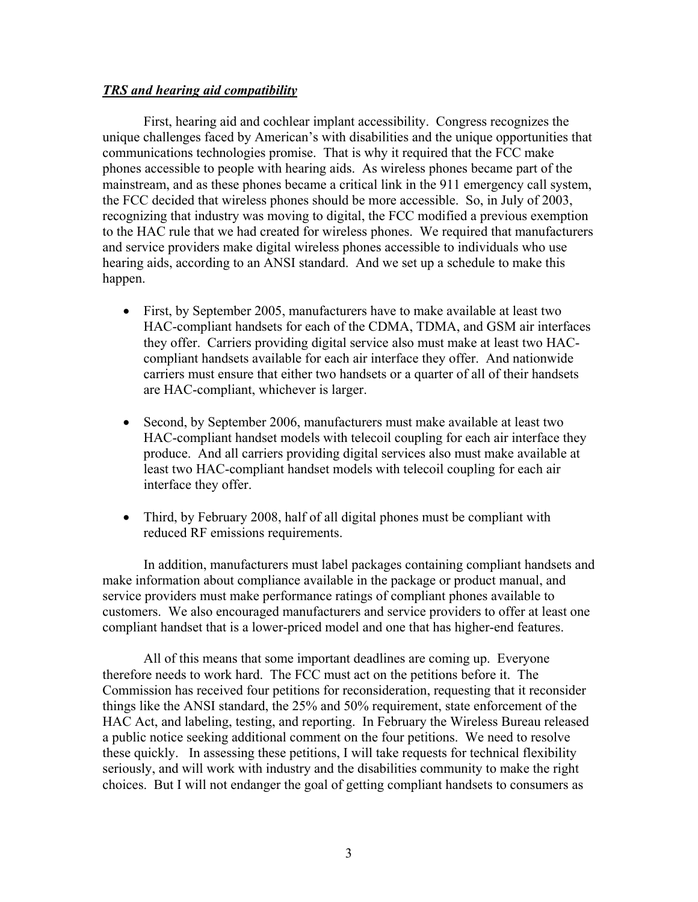***TRS and hearing aid compatibility***

First, hearing aid and cochlear implant accessibility. Congress recognizes the unique challenges faced by American's with disabilities and the unique opportunities that communications technologies promise. That is why it required that the FCC make phones accessible to people with hearing aids. As wireless phones became part of the mainstream, and as these phones became a critical link in the 911 emergency call system, the FCC decided that wireless phones should be more accessible. So, in July of 2003, recognizing that industry was moving to digital, the FCC modified a previous exemption to the HAC rule that we had created for wireless phones. We required that manufacturers and service providers make digital wireless phones accessible to individuals who use hearing aids, according to an ANSI standard. And we set up a schedule to make this happen.

- First, by September 2005, manufacturers have to make available at least two HAC-compliant handsets for each of the CDMA, TDMA, and GSM air interfaces they offer. Carriers providing digital service also must make at least two HAC-compliant handsets available for each air interface they offer. And nationwide carriers must ensure that either two handsets or a quarter of all of their handsets are HAC-compliant, whichever is larger.

- Second, by September 2006, manufacturers must make available at least two HAC-compliant handset models with telecoil coupling for each air interface they produce. And all carriers providing digital services also must make available at least two HAC-compliant handset models with telecoil coupling for each air interface they offer.

- Third, by February 2008, half of all digital phones must be compliant with reduced RF emissions requirements.

In addition, manufacturers must label packages containing compliant handsets and make information about compliance available in the package or product manual, and service providers must make performance ratings of compliant phones available to customers. We also encouraged manufacturers and service providers to offer at least one compliant handset that is a lower-priced model and one that has higher-end features.

All of this means that some important deadlines are coming up. Everyone therefore needs to work hard. The FCC must act on the petitions before it. The Commission has received four petitions for reconsideration, requesting that it reconsider things like the ANSI standard, the 25% and 50% requirement, state enforcement of the HAC Act, and labeling, testing, and reporting. In February the Wireless Bureau released a public notice seeking additional comment on the four petitions. We need to resolve these quickly. In assessing these petitions, I will take requests for technical flexibility seriously, and will work with industry and the disabilities community to make the right choices. But I will not endanger the goal of getting compliant handsets to consumers as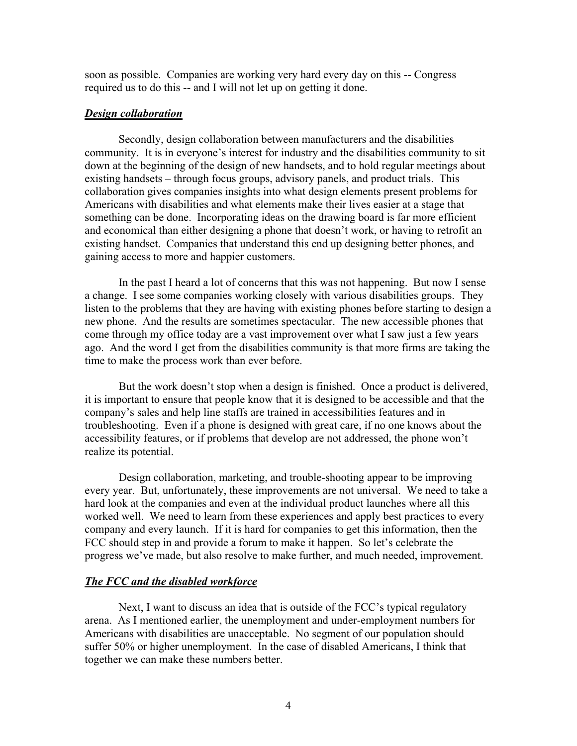soon as possible. Companies are working very hard every day on this -- Congress required us to do this -- and I will not let up on getting it done.

### ***Design collaboration***

Secondly, design collaboration between manufacturers and the disabilities community. It is in everyone's interest for industry and the disabilities community to sit down at the beginning of the design of new handsets, and to hold regular meetings about existing handsets – through focus groups, advisory panels, and product trials. This collaboration gives companies insights into what design elements present problems for Americans with disabilities and what elements make their lives easier at a stage that something can be done. Incorporating ideas on the drawing board is far more efficient and economical than either designing a phone that doesn't work, or having to retrofit an existing handset. Companies that understand this end up designing better phones, and gaining access to more and happier customers.

In the past I heard a lot of concerns that this was not happening. But now I sense a change. I see some companies working closely with various disabilities groups. They listen to the problems that they are having with existing phones before starting to design a new phone. And the results are sometimes spectacular. The new accessible phones that come through my office today are a vast improvement over what I saw just a few years ago. And the word I get from the disabilities community is that more firms are taking the time to make the process work than ever before.

But the work doesn't stop when a design is finished. Once a product is delivered, it is important to ensure that people know that it is designed to be accessible and that the company's sales and help line staffs are trained in accessibilities features and in troubleshooting. Even if a phone is designed with great care, if no one knows about the accessibility features, or if problems that develop are not addressed, the phone won't realize its potential.

Design collaboration, marketing, and trouble-shooting appear to be improving every year. But, unfortunately, these improvements are not universal. We need to take a hard look at the companies and even at the individual product launches where all this worked well. We need to learn from these experiences and apply best practices to every company and every launch. If it is hard for companies to get this information, then the FCC should step in and provide a forum to make it happen. So let's celebrate the progress we've made, but also resolve to make further, and much needed, improvement.

### ***The FCC and the disabled workforce***

Next, I want to discuss an idea that is outside of the FCC's typical regulatory arena. As I mentioned earlier, the unemployment and under-employment numbers for Americans with disabilities are unacceptable. No segment of our population should suffer 50% or higher unemployment. In the case of disabled Americans, I think that together we can make these numbers better.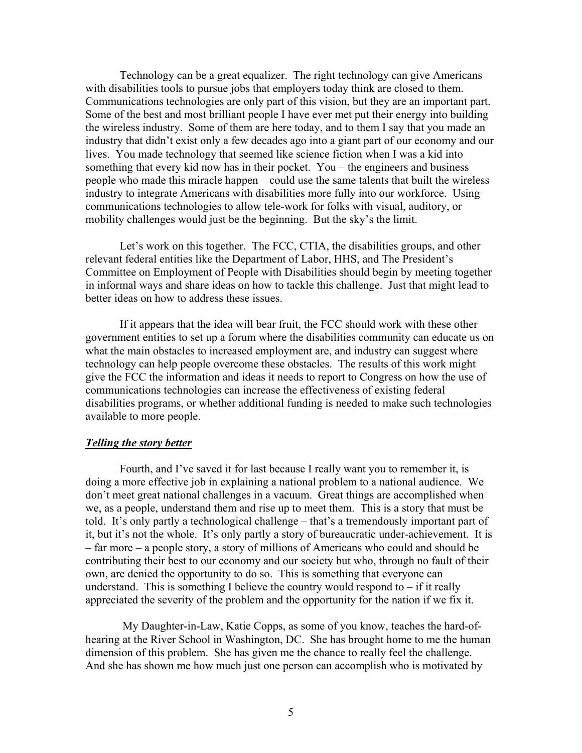Technology can be a great equalizer. The right technology can give Americans with disabilities tools to pursue jobs that employers today think are closed to them. Communications technologies are only part of this vision, but they are an important part. Some of the best and most brilliant people I have ever met put their energy into building the wireless industry. Some of them are here today, and to them I say that you made an industry that didn't exist only a few decades ago into a giant part of our economy and our lives. You made technology that seemed like science fiction when I was a kid into something that every kid now has in their pocket. You – the engineers and business people who made this miracle happen – could use the same talents that built the wireless industry to integrate Americans with disabilities more fully into our workforce. Using communications technologies to allow tele-work for folks with visual, auditory, or mobility challenges would just be the beginning. But the sky's the limit.

Let's work on this together. The FCC, CTIA, the disabilities groups, and other relevant federal entities like the Department of Labor, HHS, and The President's Committee on Employment of People with Disabilities should begin by meeting together in informal ways and share ideas on how to tackle this challenge. Just that might lead to better ideas on how to address these issues.

If it appears that the idea will bear fruit, the FCC should work with these other government entities to set up a forum where the disabilities community can educate us on what the main obstacles to increased employment are, and industry can suggest where technology can help people overcome these obstacles. The results of this work might give the FCC the information and ideas it needs to report to Congress on how the use of communications technologies can increase the effectiveness of existing federal disabilities programs, or whether additional funding is needed to make such technologies available to more people.

***Telling the story better***

Fourth, and I've saved it for last because I really want you to remember it, is doing a more effective job in explaining a national problem to a national audience. We don't meet great national challenges in a vacuum. Great things are accomplished when we, as a people, understand them and rise up to meet them. This is a story that must be told. It's only partly a technological challenge – that's a tremendously important part of it, but it's not the whole. It's only partly a story of bureaucratic under-achievement. It is – far more – a people story, a story of millions of Americans who could and should be contributing their best to our economy and our society but who, through no fault of their own, are denied the opportunity to do so. This is something that everyone can understand. This is something I believe the country would respond to – if it really appreciated the severity of the problem and the opportunity for the nation if we fix it.

My Daughter-in-Law, Katie Copps, as some of you know, teaches the hard-of-hearing at the River School in Washington, DC. She has brought home to me the human dimension of this problem. She has given me the chance to really feel the challenge. And she has shown me how much just one person can accomplish who is motivated by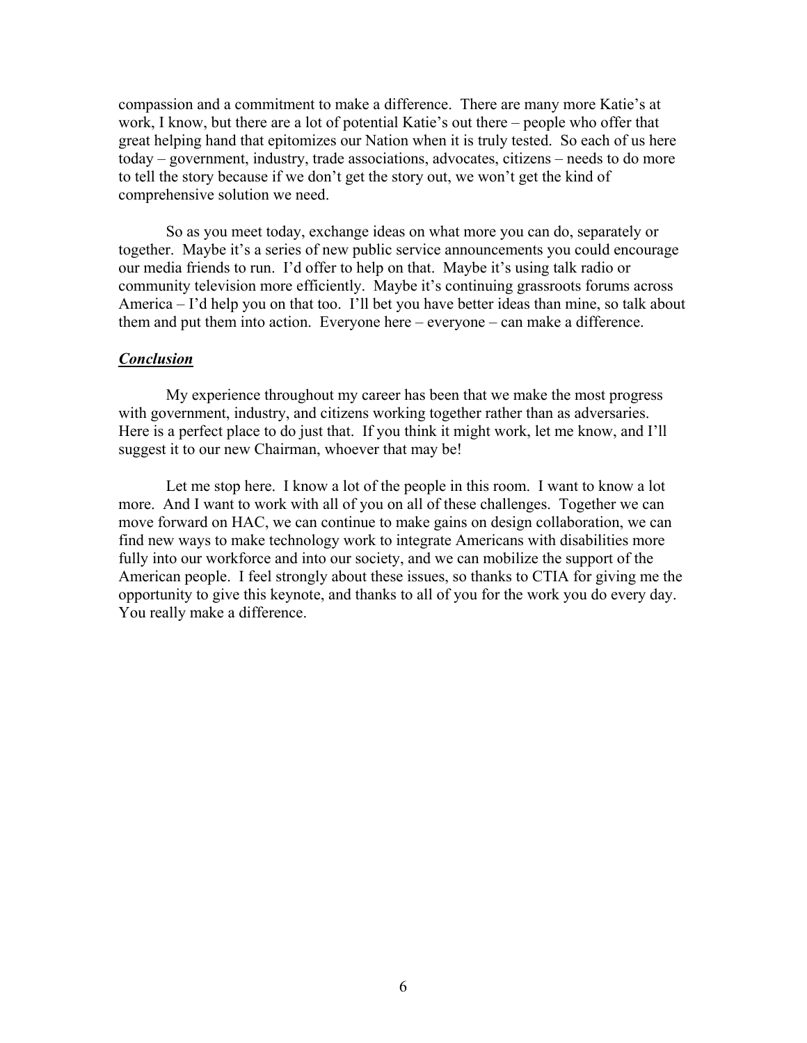compassion and a commitment to make a difference. There are many more Katie's at work, I know, but there are a lot of potential Katie's out there – people who offer that great helping hand that epitomizes our Nation when it is truly tested. So each of us here today – government, industry, trade associations, advocates, citizens – needs to do more to tell the story because if we don't get the story out, we won't get the kind of comprehensive solution we need.

So as you meet today, exchange ideas on what more you can do, separately or together. Maybe it's a series of new public service announcements you could encourage our media friends to run. I'd offer to help on that. Maybe it's using talk radio or community television more efficiently. Maybe it's continuing grassroots forums across America – I'd help you on that too. I'll bet you have better ideas than mine, so talk about them and put them into action. Everyone here – everyone – can make a difference.

***Conclusion***

My experience throughout my career has been that we make the most progress with government, industry, and citizens working together rather than as adversaries. Here is a perfect place to do just that. If you think it might work, let me know, and I'll suggest it to our new Chairman, whoever that may be!

Let me stop here. I know a lot of the people in this room. I want to know a lot more. And I want to work with all of you on all of these challenges. Together we can move forward on HAC, we can continue to make gains on design collaboration, we can find new ways to make technology work to integrate Americans with disabilities more fully into our workforce and into our society, and we can mobilize the support of the American people. I feel strongly about these issues, so thanks to CTIA for giving me the opportunity to give this keynote, and thanks to all of you for the work you do every day. You really make a difference.